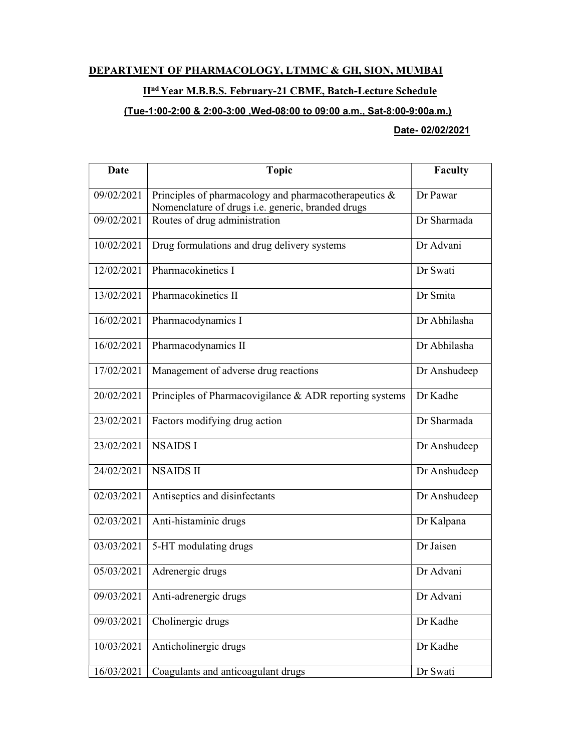# DEPARTMENT OF PHARMACOLOGY, LTMMC & GH, SION, MUMBAI

## II[nd] Year M.B.B.S. February-21 CBME, Batch-Lecture Schedule

### (Tue-1:00-2:00 & 2:00-3:00 ,Wed-08:00 to 09:00 a.m., Sat-8:00-9:00a.m.)

**Date- 02/02/2021**

| Date | Topic | Faculty |
|---|---|---|
| 09/02/2021 | Principles of pharmacology and pharmacotherapeutics & Nomenclature of drugs i.e. generic, branded drugs | Dr Pawar |
| 09/02/2021 | Routes of drug administration | Dr Sharmada |
| 10/02/2021 | Drug formulations and drug delivery systems | Dr Advani |
| 12/02/2021 | Pharmacokinetics I | Dr Swati |
| 13/02/2021 | Pharmacokinetics II | Dr Smita |
| 16/02/2021 | Pharmacodynamics I | Dr Abhilasha |
| 16/02/2021 | Pharmacodynamics II | Dr Abhilasha |
| 17/02/2021 | Management of adverse drug reactions | Dr Anshudeep |
| 20/02/2021 | Principles of Pharmacovigilance & ADR reporting systems | Dr Kadhe |
| 23/02/2021 | Factors modifying drug action | Dr Sharmada |
| 23/02/2021 | NSAIDS I | Dr Anshudeep |
| 24/02/2021 | NSAIDS II | Dr Anshudeep |
| 02/03/2021 | Antiseptics and disinfectants | Dr Anshudeep |
| 02/03/2021 | Anti-histaminic drugs | Dr Kalpana |
| 03/03/2021 | 5-HT modulating drugs | Dr Jaisen |
| 05/03/2021 | Adrenergic drugs | Dr Advani |
| 09/03/2021 | Anti-adrenergic drugs | Dr Advani |
| 09/03/2021 | Cholinergic drugs | Dr Kadhe |
| 10/03/2021 | Anticholinergic drugs | Dr Kadhe |
| 16/03/2021 | Coagulants and anticoagulant drugs | Dr Swati |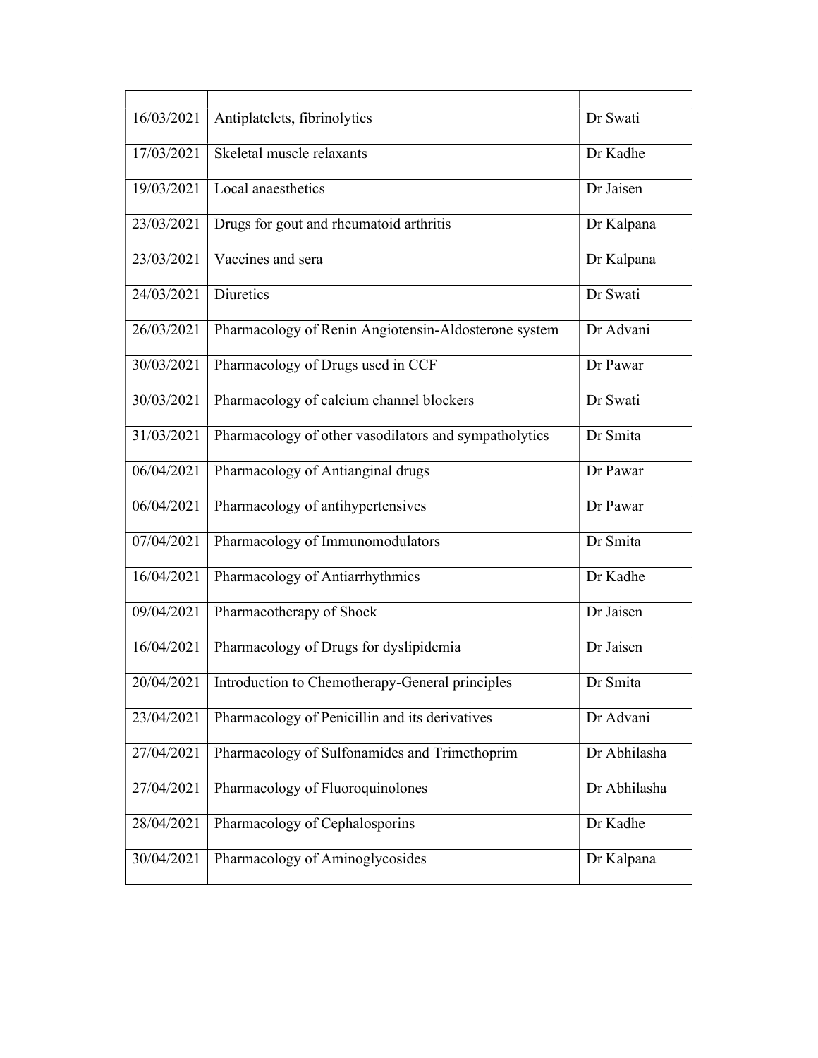| | | |
|---|---|---|
| 16/03/2021 | Antiplatelets, fibrinolytics | Dr Swati |
| 17/03/2021 | Skeletal muscle relaxants | Dr Kadhe |
| 19/03/2021 | Local anaesthetics | Dr Jaisen |
| 23/03/2021 | Drugs for gout and rheumatoid arthritis | Dr Kalpana |
| 23/03/2021 | Vaccines and sera | Dr Kalpana |
| 24/03/2021 | Diuretics | Dr Swati |
| 26/03/2021 | Pharmacology of Renin Angiotensin-Aldosterone system | Dr Advani |
| 30/03/2021 | Pharmacology of Drugs used in CCF | Dr Pawar |
| 30/03/2021 | Pharmacology of calcium channel blockers | Dr Swati |
| 31/03/2021 | Pharmacology of other vasodilators and sympatholytics | Dr Smita |
| 06/04/2021 | Pharmacology of Antianginal drugs | Dr Pawar |
| 06/04/2021 | Pharmacology of antihypertensives | Dr Pawar |
| 07/04/2021 | Pharmacology of Immunomodulators | Dr Smita |
| 16/04/2021 | Pharmacology of Antiarrhythmics | Dr Kadhe |
| 09/04/2021 | Pharmacotherapy of Shock | Dr Jaisen |
| 16/04/2021 | Pharmacology of Drugs for dyslipidemia | Dr Jaisen |
| 20/04/2021 | Introduction to Chemotherapy-General principles | Dr Smita |
| 23/04/2021 | Pharmacology of Penicillin and its derivatives | Dr Advani |
| 27/04/2021 | Pharmacology of Sulfonamides and Trimethoprim | Dr Abhilasha |
| 27/04/2021 | Pharmacology of Fluoroquinolones | Dr Abhilasha |
| 28/04/2021 | Pharmacology of Cephalosporins | Dr Kadhe |
| 30/04/2021 | Pharmacology of Aminoglycosides | Dr Kalpana |